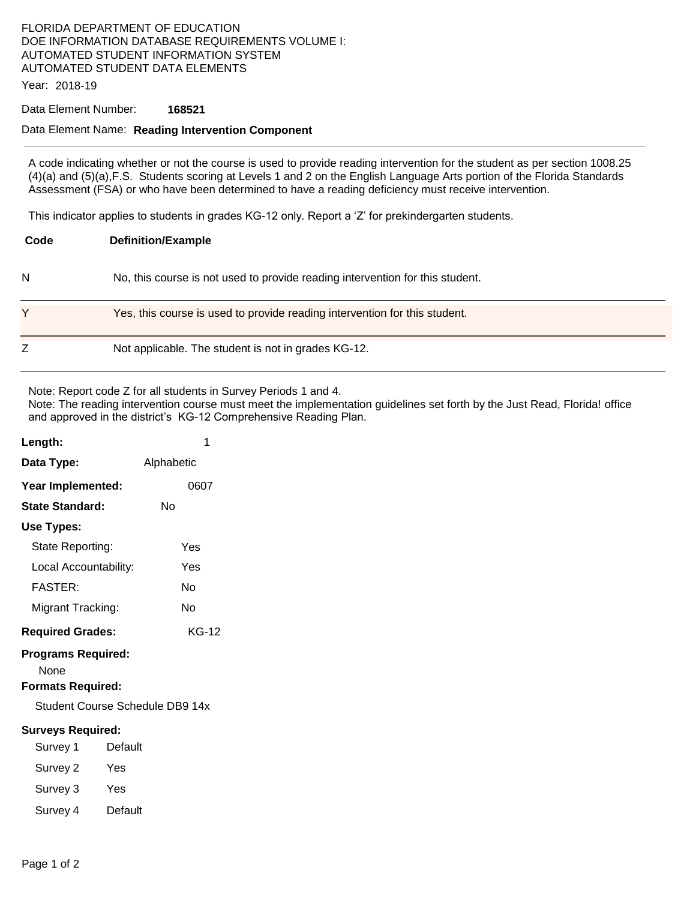FLORIDA DEPARTMENT OF EDUCATION
DOE INFORMATION DATABASE REQUIREMENTS VOLUME I:
AUTOMATED STUDENT INFORMATION SYSTEM
AUTOMATED STUDENT DATA ELEMENTS

Year: 2018-19

Data Element Number: **168521**

Data Element Name: **Reading Intervention Component**

---

A code indicating whether or not the course is used to provide reading intervention for the student as per section 1008.25 (4)(a) and (5)(a),F.S. Students scoring at Levels 1 and 2 on the English Language Arts portion of the Florida Standards Assessment (FSA) or who have been determined to have a reading deficiency must receive intervention.

This indicator applies to students in grades KG-12 only. Report a 'Z' for prekindergarten students.

| Code | Definition/Example |
|---|---|
| N | No, this course is not used to provide reading intervention for this student. |
| Y | Yes, this course is used to provide reading intervention for this student. |
| Z | Not applicable. The student is not in grades KG-12. |

Note: Report code Z for all students in Survey Periods 1 and 4.
Note: The reading intervention course must meet the implementation guidelines set forth by the Just Read, Florida! office and approved in the district's KG-12 Comprehensive Reading Plan.

**Length:** 1

**Data Type:** Alphabetic

**Year Implemented:** 0607

**State Standard:** No

**Use Types:**

- State Reporting: Yes
- Local Accountability: Yes
- FASTER: No
- Migrant Tracking: No

**Required Grades:** KG-12

**Programs Required:**

None

**Formats Required:**

Student Course Schedule DB9 14x

**Surveys Required:**

- Survey 1 Default
- Survey 2 Yes
- Survey 3 Yes
- Survey 4 Default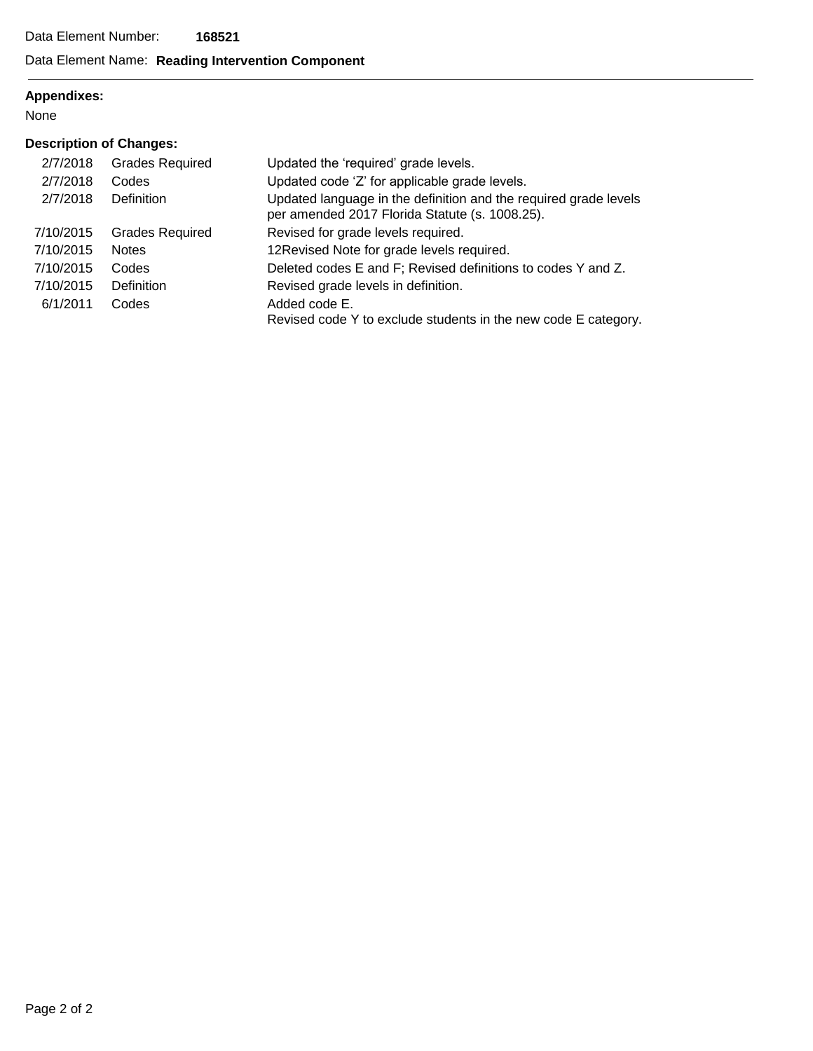Data Element Number: **168521**

Data Element Name: **Reading Intervention Component**

**Appendixes:**

None

**Description of Changes:**

| | | |
|---|---|---|
| 2/7/2018 | Grades Required | Updated the ‘required’ grade levels. |
| 2/7/2018 | Codes | Updated code ‘Z’ for applicable grade levels. |
| 2/7/2018 | Definition | Updated language in the definition and the required grade levels per amended 2017 Florida Statute (s. 1008.25). |
| 7/10/2015 | Grades Required | Revised for grade levels required. |
| 7/10/2015 | Notes | 12Revised Note for grade levels required. |
| 7/10/2015 | Codes | Deleted codes E and F; Revised definitions to codes Y and Z. |
| 7/10/2015 | Definition | Revised grade levels in definition. |
| 6/1/2011 | Codes | Added code E.<br>Revised code Y to exclude students in the new code E category. |